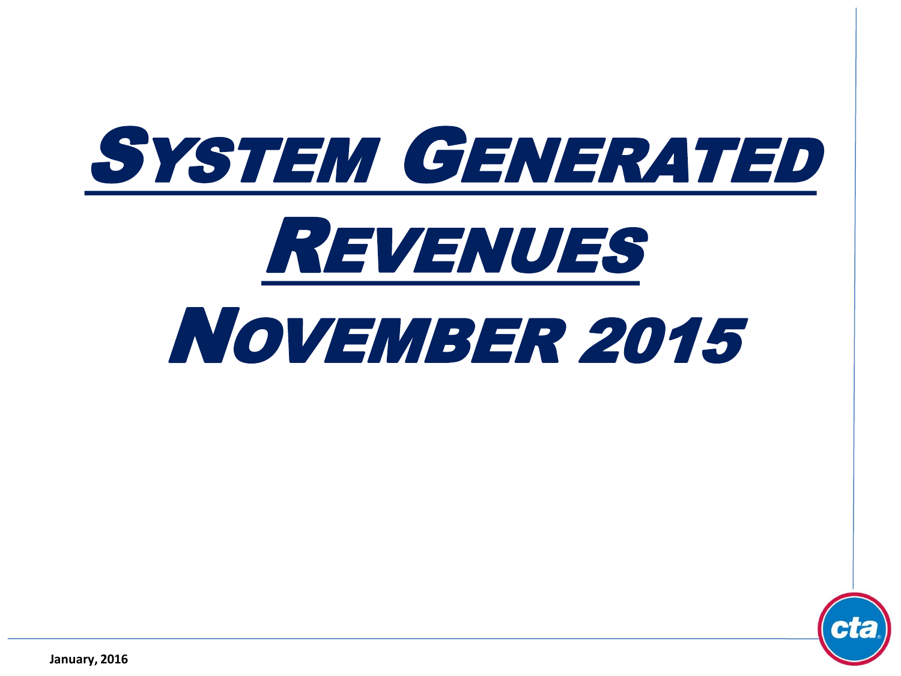# System Generated Revenues

# November 2015

January, 2016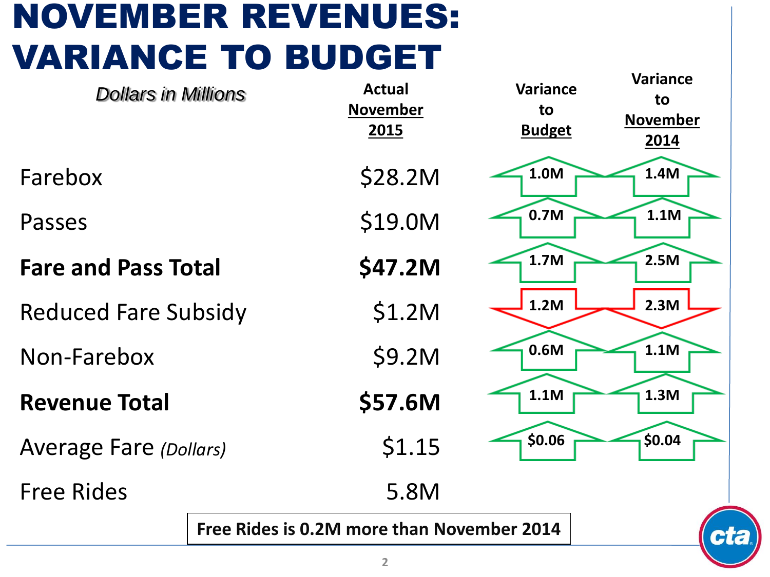# NOVEMBER REVENUES: VARIANCE TO BUDGET

| *Dollars in Millions* | Actual November 2015 | Variance to Budget | Variance to November 2014 |
|---|---|---|---|
| Farebox | $28.2M | ▲ 1.0M | ▲ 1.4M |
| Passes | $19.0M | ▲ 0.7M | ▲ 1.1M |
| **Fare and Pass Total** | **$47.2M** | ▲ 1.7M | ▲ 2.5M |
| Reduced Fare Subsidy | $1.2M | ▼ 1.2M | ▼ 2.3M |
| Non-Farebox | $9.2M | ▲ 0.6M | ▲ 1.1M |
| **Revenue Total** | **$57.6M** | ▲ 1.1M | ▲ 1.3M |
| Average Fare *(Dollars)* | $1.15 | ▲ $0.06 | ▲ $0.04 |
| Free Rides | 5.8M | | |

**Free Rides is 0.2M more than November 2014**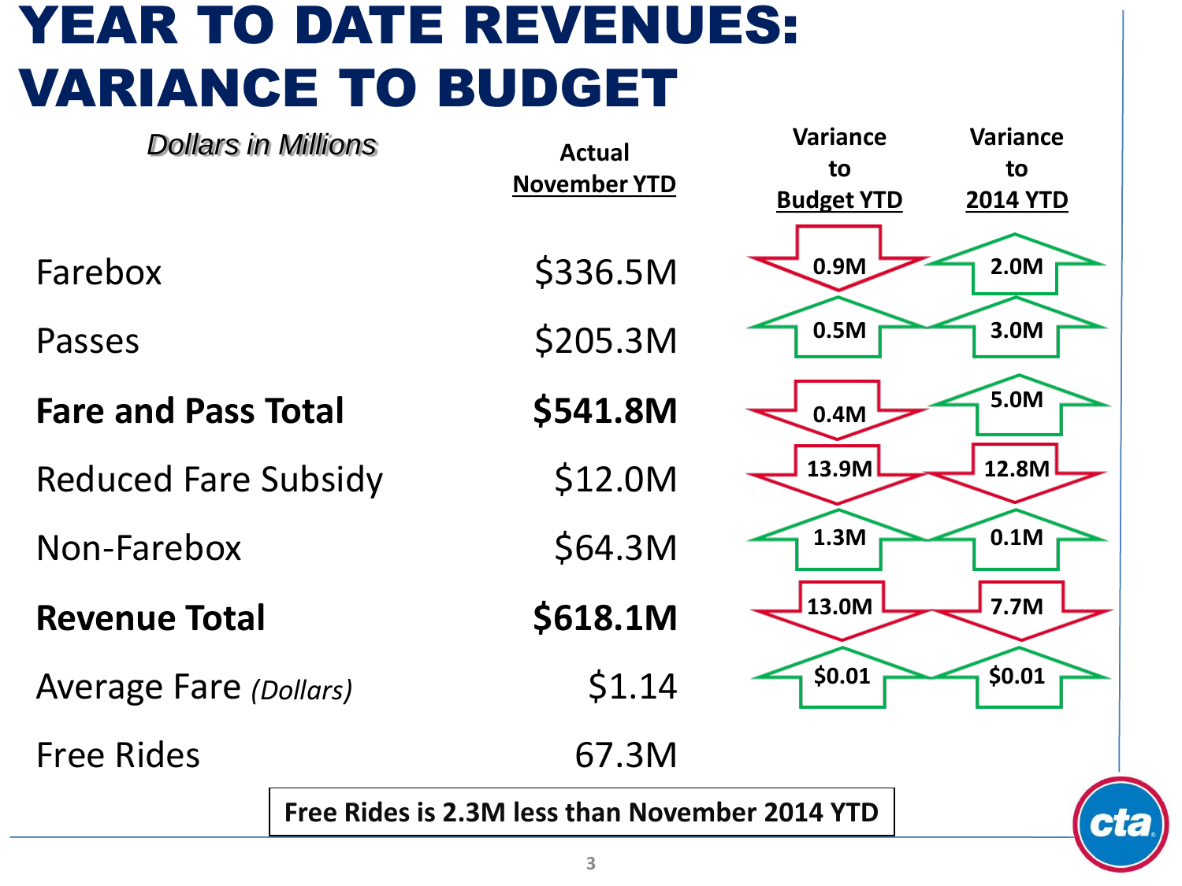# YEAR TO DATE REVENUES: VARIANCE TO BUDGET

*Dollars in Millions*

| | Actual November YTD | Variance to Budget YTD | Variance to 2014 YTD |
|---|---|---|---|
| Farebox | $336.5M | ▼ 0.9M | ▲ 2.0M |
| Passes | $205.3M | ▲ 0.5M | ▲ 3.0M |
| **Fare and Pass Total** | **$541.8M** | ▼ 0.4M | ▲ 5.0M |
| Reduced Fare Subsidy | $12.0M | ▼ 13.9M | ▼ 12.8M |
| Non-Farebox | $64.3M | ▲ 1.3M | ▲ 0.1M |
| **Revenue Total** | **$618.1M** | ▼ 13.0M | ▼ 7.7M |
| Average Fare *(Dollars)* | $1.14 | ▲ $0.01 | ▲ $0.01 |
| Free Rides | 67.3M | | |

**Free Rides is 2.3M less than November 2014 YTD**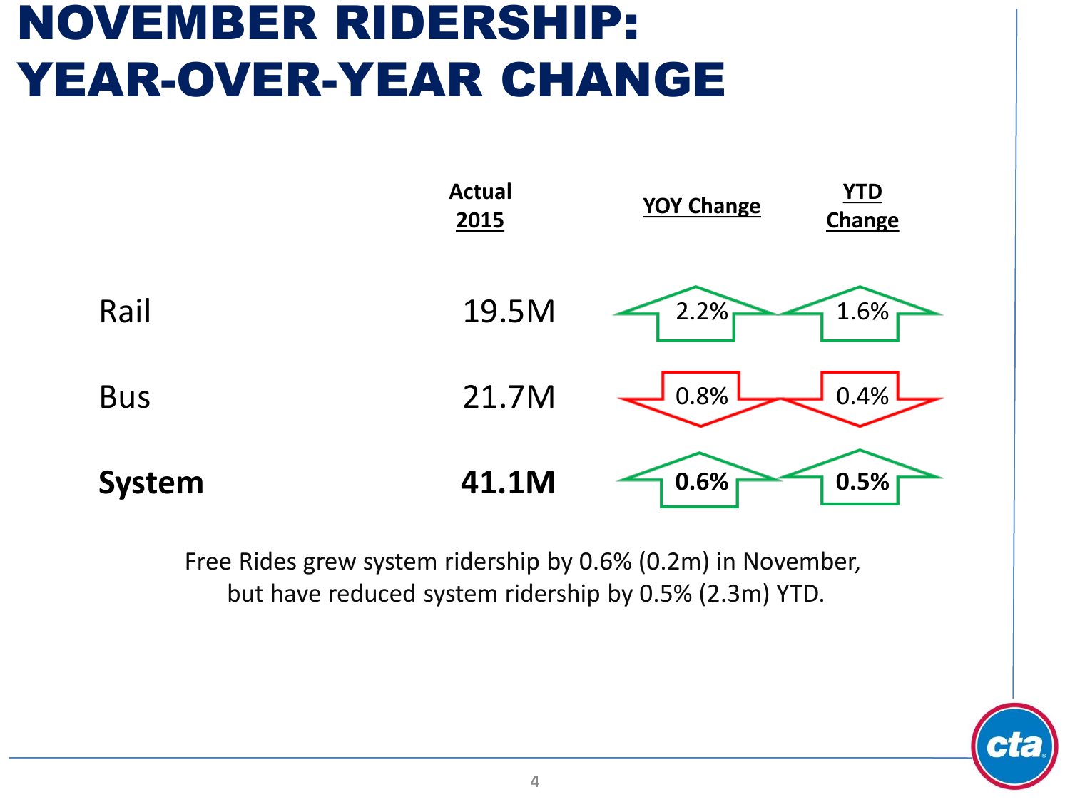# NOVEMBER RIDERSHIP: YEAR-OVER-YEAR CHANGE

| | Actual 2015 | YOY Change | YTD Change |
|---|---|---|---|
| Rail | 19.5M | ↑ 2.2% | ↑ 1.6% |
| Bus | 21.7M | ↓ 0.8% | ↓ 0.4% |
| **System** | **41.1M** | ↑ **0.6%** | ↑ **0.5%** |

Free Rides grew system ridership by 0.6% (0.2m) in November, but have reduced system ridership by 0.5% (2.3m) YTD.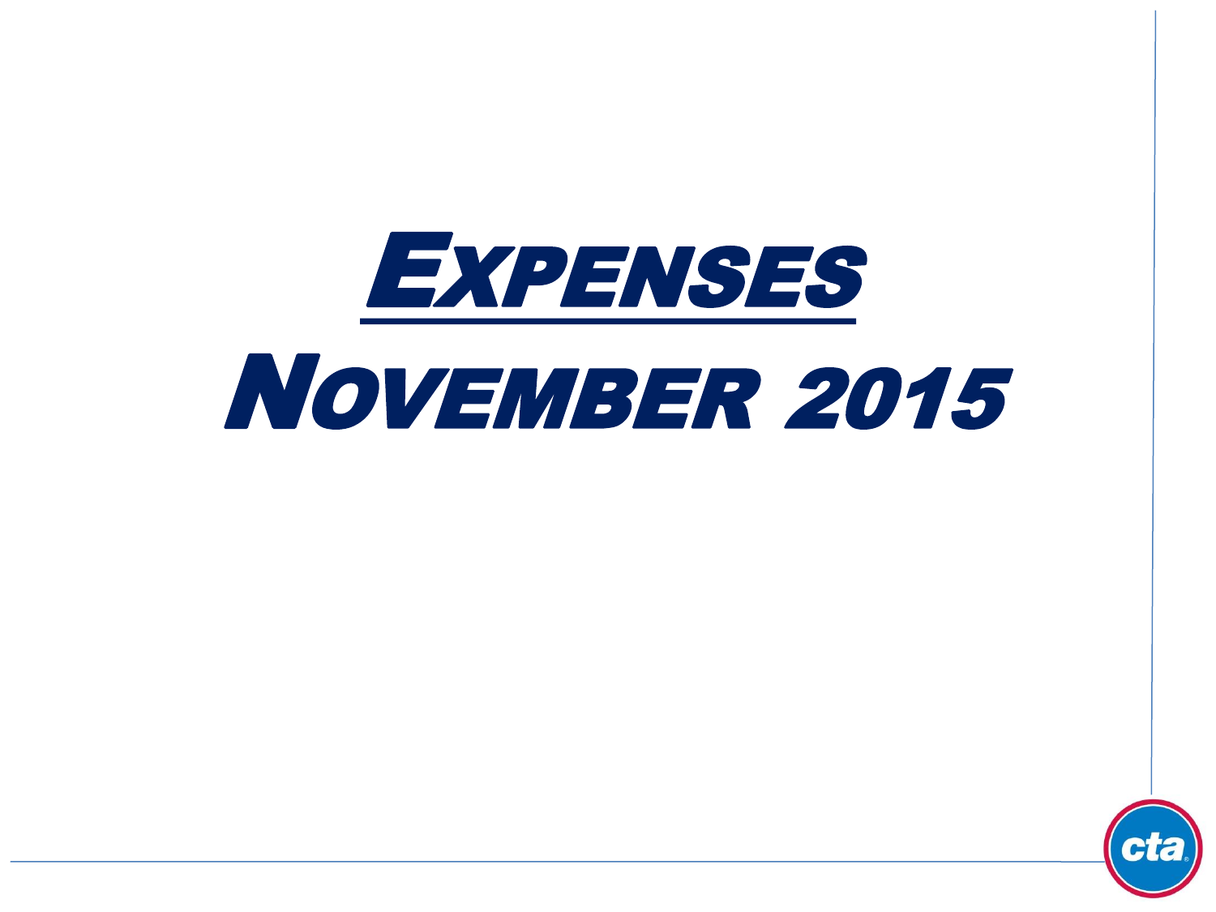# <u>Expenses</u>

# November 2015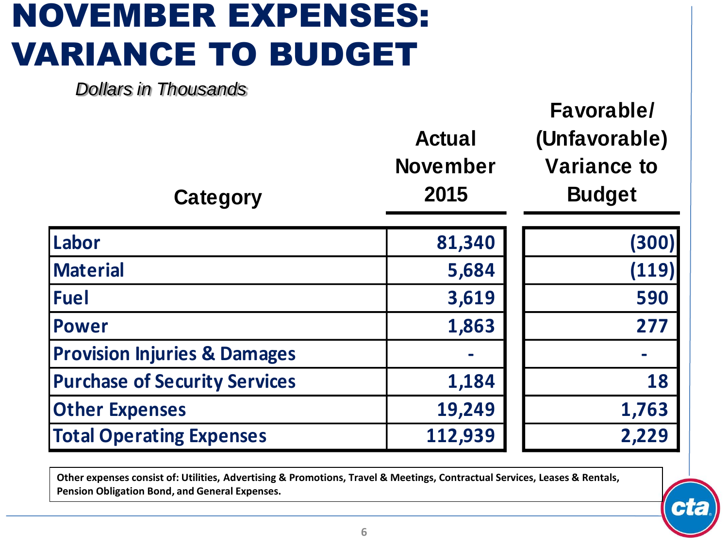# NOVEMBER EXPENSES: VARIANCE TO BUDGET

*Dollars in Thousands*

| Category | Actual November 2015 | Favorable/ (Unfavorable) Variance to Budget |
|---|---|---|
| Labor | 81,340 | (300) |
| Material | 5,684 | (119) |
| Fuel | 3,619 | 590 |
| Power | 1,863 | 277 |
| Provision Injuries & Damages | - | - |
| Purchase of Security Services | 1,184 | 18 |
| Other Expenses | 19,249 | 1,763 |
| Total Operating Expenses | 112,939 | 2,229 |

**Other expenses consist of: Utilities, Advertising & Promotions, Travel & Meetings, Contractual Services, Leases & Rentals, Pension Obligation Bond, and General Expenses.**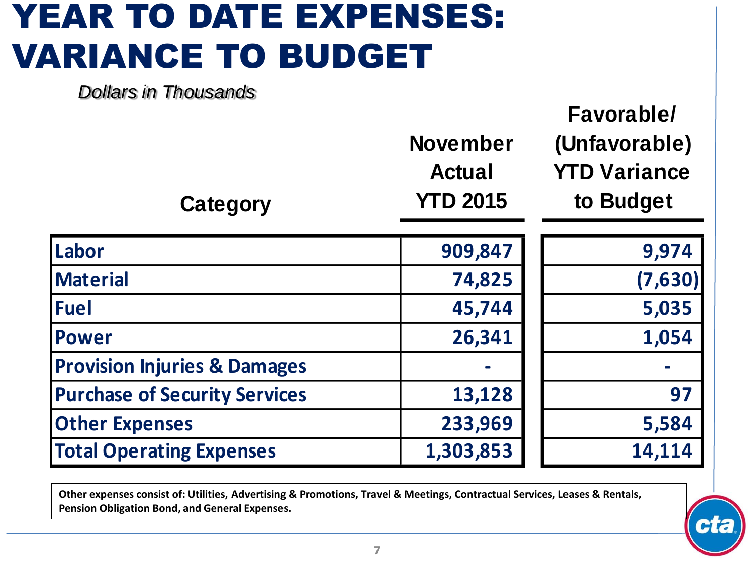# YEAR TO DATE EXPENSES: VARIANCE TO BUDGET

*Dollars in Thousands*

| Category | November Actual YTD 2015 | Favorable/ (Unfavorable) YTD Variance to Budget |
|---|---|---|
| Labor | 909,847 | 9,974 |
| Material | 74,825 | (7,630) |
| Fuel | 45,744 | 5,035 |
| Power | 26,341 | 1,054 |
| Provision Injuries & Damages | - | - |
| Purchase of Security Services | 13,128 | 97 |
| Other Expenses | 233,969 | 5,584 |
| Total Operating Expenses | 1,303,853 | 14,114 |

**Other expenses consist of: Utilities, Advertising & Promotions, Travel & Meetings, Contractual Services, Leases & Rentals, Pension Obligation Bond, and General Expenses.**